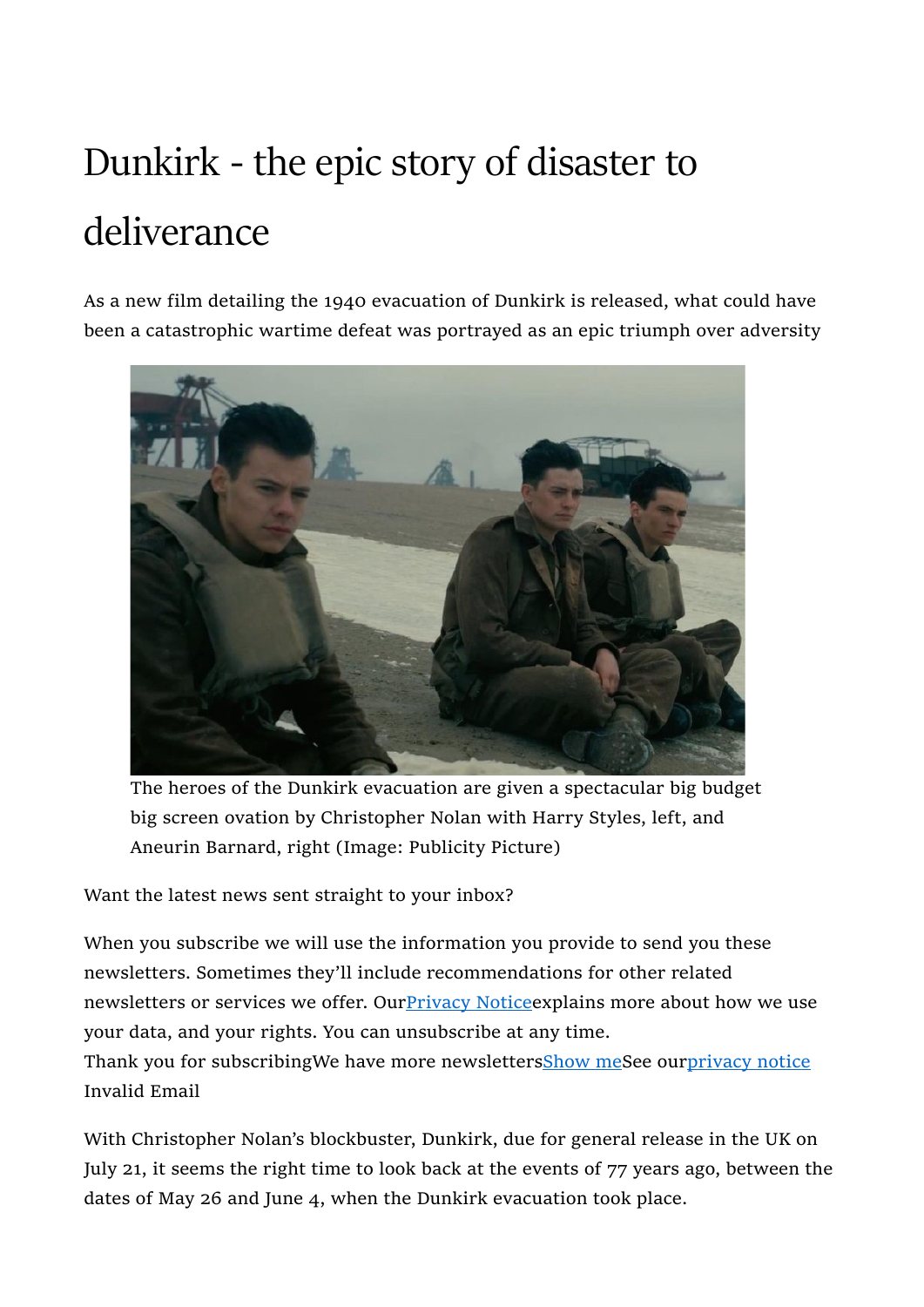# Dunkirk - the epic story of disaster to deliverance

As a new film detailing the 1940 evacuation of Dunkirk is released, what could have been a catastrophic wartime defeat was portrayed as an epic triumph over adversity

The heroes of the Dunkirk evacuation are given a spectacular big budget big screen ovation by Christopher Nolan with Harry Styles, left, and Aneurin Barnard, right (Image: Publicity Picture)

Want the latest news sent straight to your inbox?

When you subscribe we will use the information you provide to send you these newsletters. Sometimes they'll include recommendations for other related newsletters or services we offer. OurPrivacy Noticeexplains more about how we use your data, and your rights. You can unsubscribe at any time.
Thank you for subscribingWe have more newslettersShow meSee ourprivacy notice
Invalid Email

With Christopher Nolan's blockbuster, Dunkirk, due for general release in the UK on July 21, it seems the right time to look back at the events of 77 years ago, between the dates of May 26 and June 4, when the Dunkirk evacuation took place.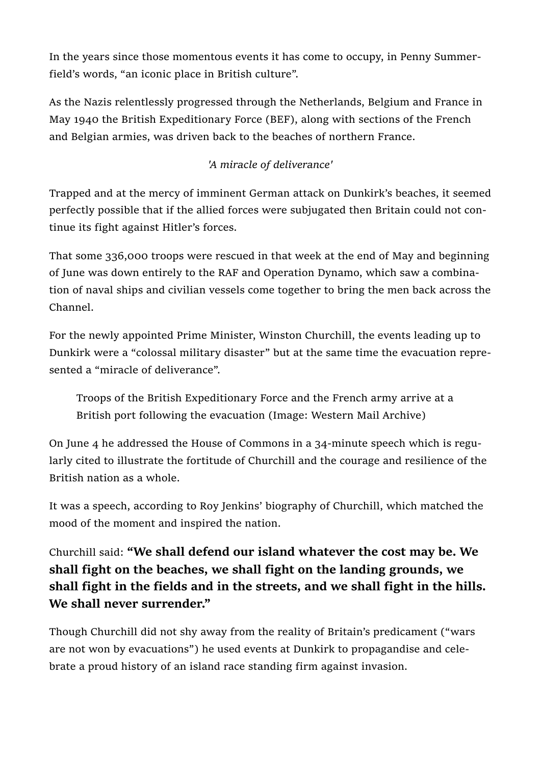In the years since those momentous events it has come to occupy, in Penny Summerfield's words, "an iconic place in British culture".

As the Nazis relentlessly progressed through the Netherlands, Belgium and France in May 1940 the British Expeditionary Force (BEF), along with sections of the French and Belgian armies, was driven back to the beaches of northern France.

*'A miracle of deliverance'*

Trapped and at the mercy of imminent German attack on Dunkirk's beaches, it seemed perfectly possible that if the allied forces were subjugated then Britain could not continue its fight against Hitler's forces.

That some 336,000 troops were rescued in that week at the end of May and beginning of June was down entirely to the RAF and Operation Dynamo, which saw a combination of naval ships and civilian vessels come together to bring the men back across the Channel.

For the newly appointed Prime Minister, Winston Churchill, the events leading up to Dunkirk were a "colossal military disaster" but at the same time the evacuation represented a "miracle of deliverance".

> Troops of the British Expeditionary Force and the French army arrive at a British port following the evacuation (Image: Western Mail Archive)

On June 4 he addressed the House of Commons in a 34-minute speech which is regularly cited to illustrate the fortitude of Churchill and the courage and resilience of the British nation as a whole.

It was a speech, according to Roy Jenkins' biography of Churchill, which matched the mood of the moment and inspired the nation.

Churchill said: **"We shall defend our island whatever the cost may be. We shall fight on the beaches, we shall fight on the landing grounds, we shall fight in the fields and in the streets, and we shall fight in the hills. We shall never surrender."**

Though Churchill did not shy away from the reality of Britain's predicament ("wars are not won by evacuations") he used events at Dunkirk to propagandise and celebrate a proud history of an island race standing firm against invasion.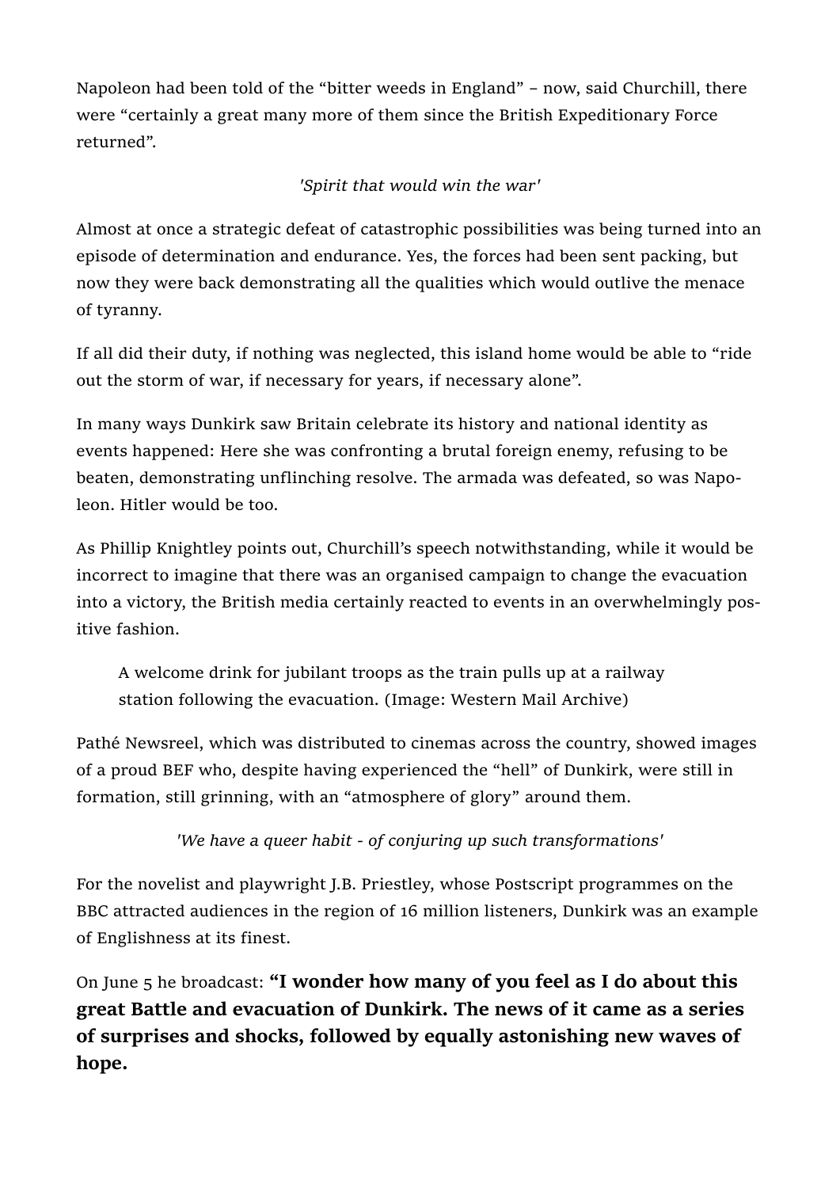Napoleon had been told of the "bitter weeds in England" – now, said Churchill, there were "certainly a great many more of them since the British Expeditionary Force returned".

*'Spirit that would win the war'*

Almost at once a strategic defeat of catastrophic possibilities was being turned into an episode of determination and endurance. Yes, the forces had been sent packing, but now they were back demonstrating all the qualities which would outlive the menace of tyranny.

If all did their duty, if nothing was neglected, this island home would be able to "ride out the storm of war, if necessary for years, if necessary alone".

In many ways Dunkirk saw Britain celebrate its history and national identity as events happened: Here she was confronting a brutal foreign enemy, refusing to be beaten, demonstrating unflinching resolve. The armada was defeated, so was Napoleon. Hitler would be too.

As Phillip Knightley points out, Churchill's speech notwithstanding, while it would be incorrect to imagine that there was an organised campaign to change the evacuation into a victory, the British media certainly reacted to events in an overwhelmingly positive fashion.

A welcome drink for jubilant troops as the train pulls up at a railway station following the evacuation. (Image: Western Mail Archive)

Pathé Newsreel, which was distributed to cinemas across the country, showed images of a proud BEF who, despite having experienced the "hell" of Dunkirk, were still in formation, still grinning, with an "atmosphere of glory" around them.

*'We have a queer habit - of conjuring up such transformations'*

For the novelist and playwright J.B. Priestley, whose Postscript programmes on the BBC attracted audiences in the region of 16 million listeners, Dunkirk was an example of Englishness at its finest.

On June 5 he broadcast: **"I wonder how many of you feel as I do about this great Battle and evacuation of Dunkirk. The news of it came as a series of surprises and shocks, followed by equally astonishing new waves of hope.**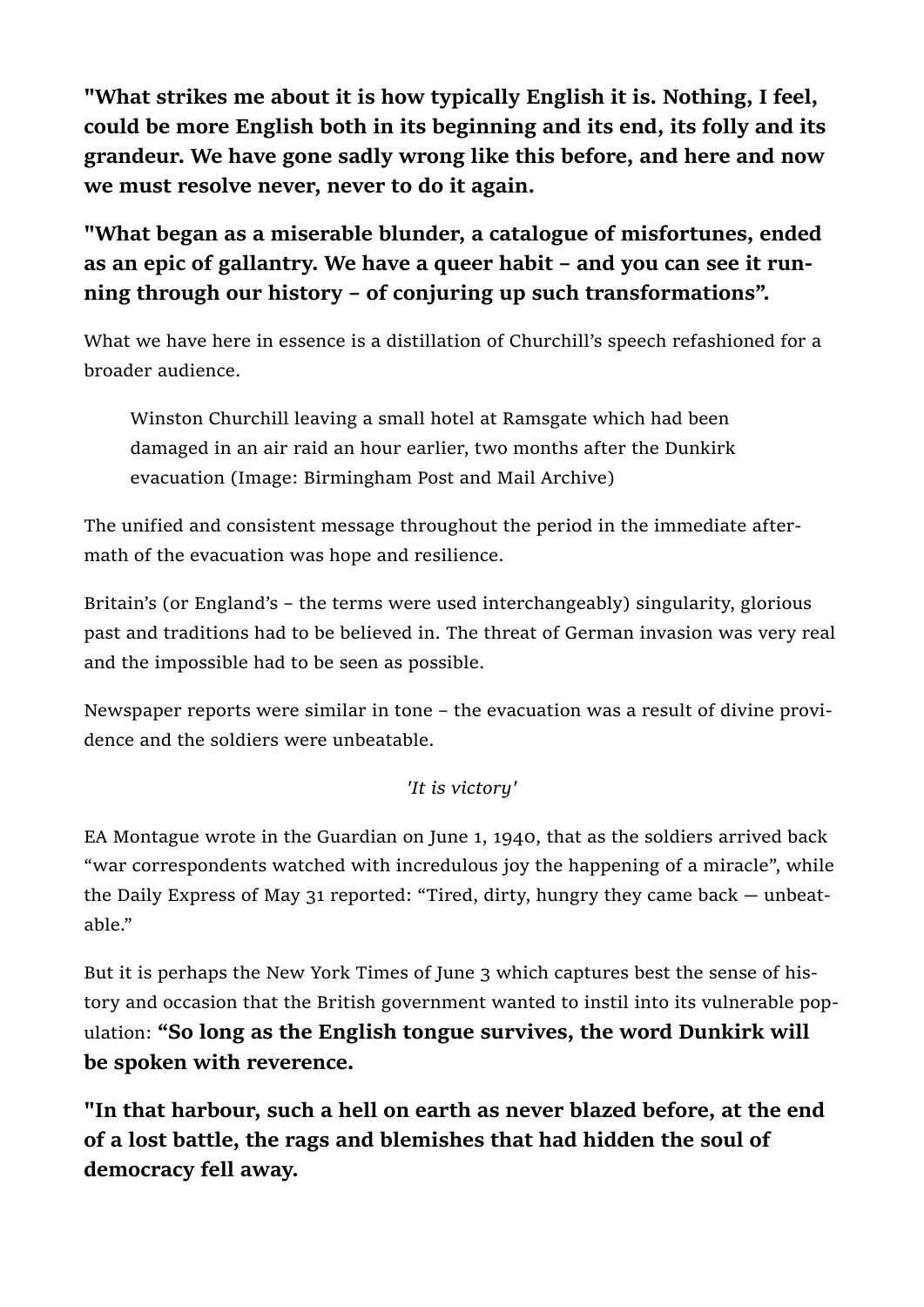**"What strikes me about it is how typically English it is. Nothing, I feel, could be more English both in its beginning and its end, its folly and its grandeur. We have gone sadly wrong like this before, and here and now we must resolve never, never to do it again.**

**"What began as a miserable blunder, a catalogue of misfortunes, ended as an epic of gallantry. We have a queer habit – and you can see it running through our history – of conjuring up such transformations".**

What we have here in essence is a distillation of Churchill's speech refashioned for a broader audience.

> Winston Churchill leaving a small hotel at Ramsgate which had been damaged in an air raid an hour earlier, two months after the Dunkirk evacuation (Image: Birmingham Post and Mail Archive)

The unified and consistent message throughout the period in the immediate aftermath of the evacuation was hope and resilience.

Britain's (or England's – the terms were used interchangeably) singularity, glorious past and traditions had to be believed in. The threat of German invasion was very real and the impossible had to be seen as possible.

Newspaper reports were similar in tone – the evacuation was a result of divine providence and the soldiers were unbeatable.

*'It is victory'*

EA Montague wrote in the Guardian on June 1, 1940, that as the soldiers arrived back "war correspondents watched with incredulous joy the happening of a miracle", while the Daily Express of May 31 reported: "Tired, dirty, hungry they came back — unbeatable."

But it is perhaps the New York Times of June 3 which captures best the sense of history and occasion that the British government wanted to instil into its vulnerable population: **"So long as the English tongue survives, the word Dunkirk will be spoken with reverence.**

**"In that harbour, such a hell on earth as never blazed before, at the end of a lost battle, the rags and blemishes that had hidden the soul of democracy fell away.**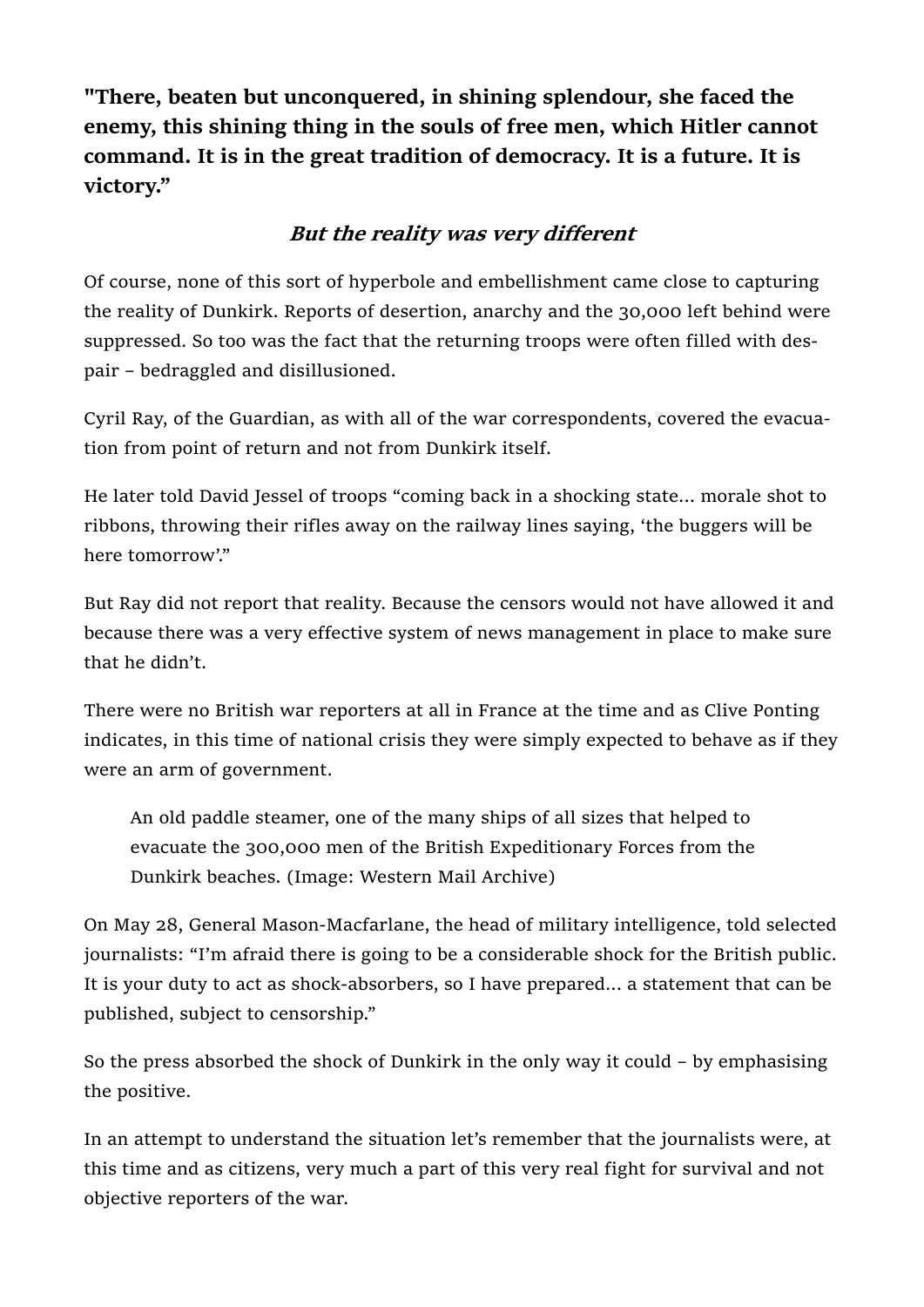**"There, beaten but unconquered, in shining splendour, she faced the enemy, this shining thing in the souls of free men, which Hitler cannot command. It is in the great tradition of democracy. It is a future. It is victory."**

### *But the reality was very different*

Of course, none of this sort of hyperbole and embellishment came close to capturing the reality of Dunkirk. Reports of desertion, anarchy and the 30,000 left behind were suppressed. So too was the fact that the returning troops were often filled with despair – bedraggled and disillusioned.

Cyril Ray, of the Guardian, as with all of the war correspondents, covered the evacuation from point of return and not from Dunkirk itself.

He later told David Jessel of troops "coming back in a shocking state... morale shot to ribbons, throwing their rifles away on the railway lines saying, 'the buggers will be here tomorrow'."

But Ray did not report that reality. Because the censors would not have allowed it and because there was a very effective system of news management in place to make sure that he didn't.

There were no British war reporters at all in France at the time and as Clive Ponting indicates, in this time of national crisis they were simply expected to behave as if they were an arm of government.

> An old paddle steamer, one of the many ships of all sizes that helped to evacuate the 300,000 men of the British Expeditionary Forces from the Dunkirk beaches. (Image: Western Mail Archive)

On May 28, General Mason-Macfarlane, the head of military intelligence, told selected journalists: "I'm afraid there is going to be a considerable shock for the British public. It is your duty to act as shock-absorbers, so I have prepared... a statement that can be published, subject to censorship."

So the press absorbed the shock of Dunkirk in the only way it could – by emphasising the positive.

In an attempt to understand the situation let's remember that the journalists were, at this time and as citizens, very much a part of this very real fight for survival and not objective reporters of the war.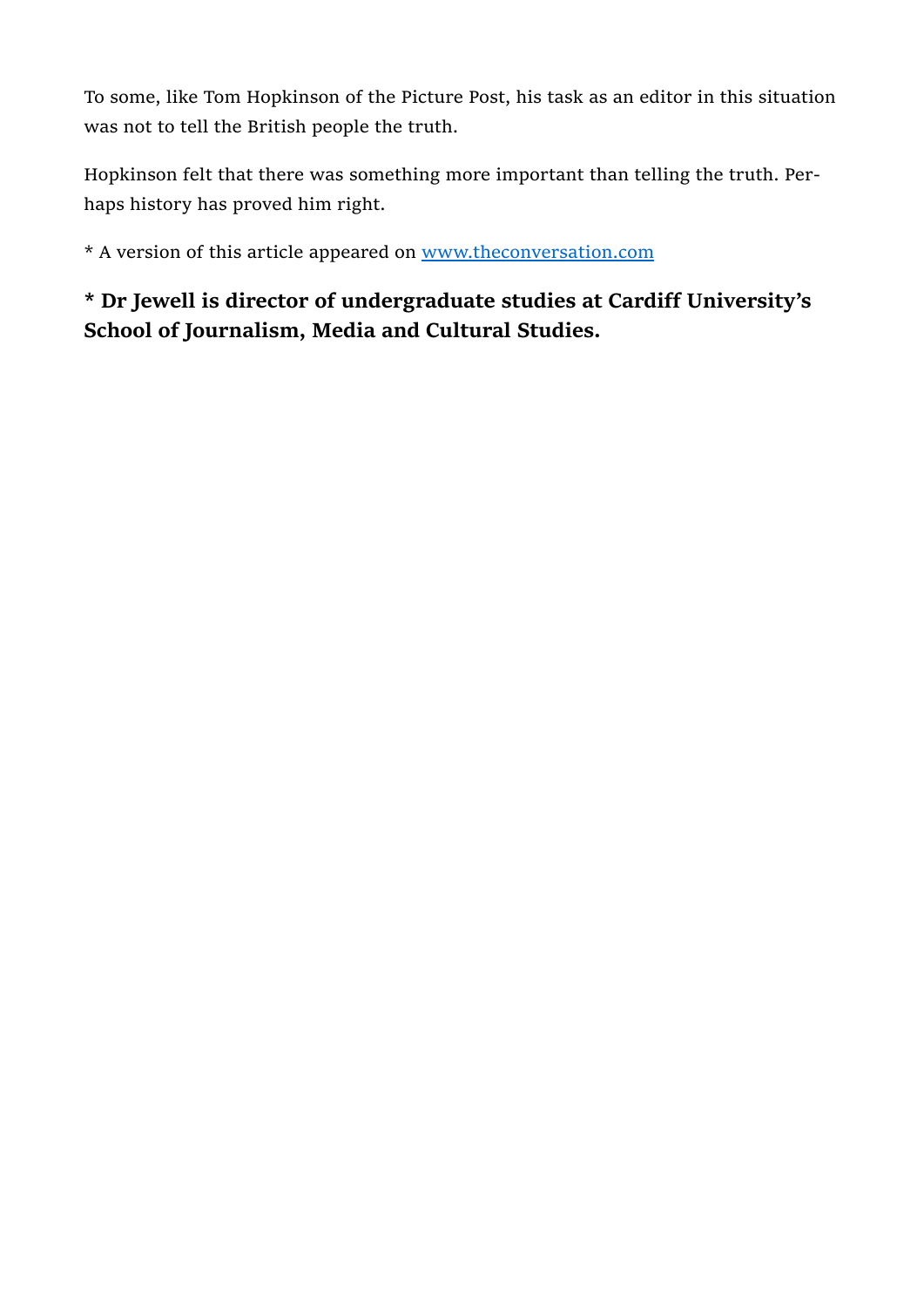To some, like Tom Hopkinson of the Picture Post, his task as an editor in this situation was not to tell the British people the truth.

Hopkinson felt that there was something more important than telling the truth. Perhaps history has proved him right.

* A version of this article appeared on [www.theconversation.com](http://www.theconversation.com)

**\* Dr Jewell is director of undergraduate studies at Cardiff University's School of Journalism, Media and Cultural Studies.**